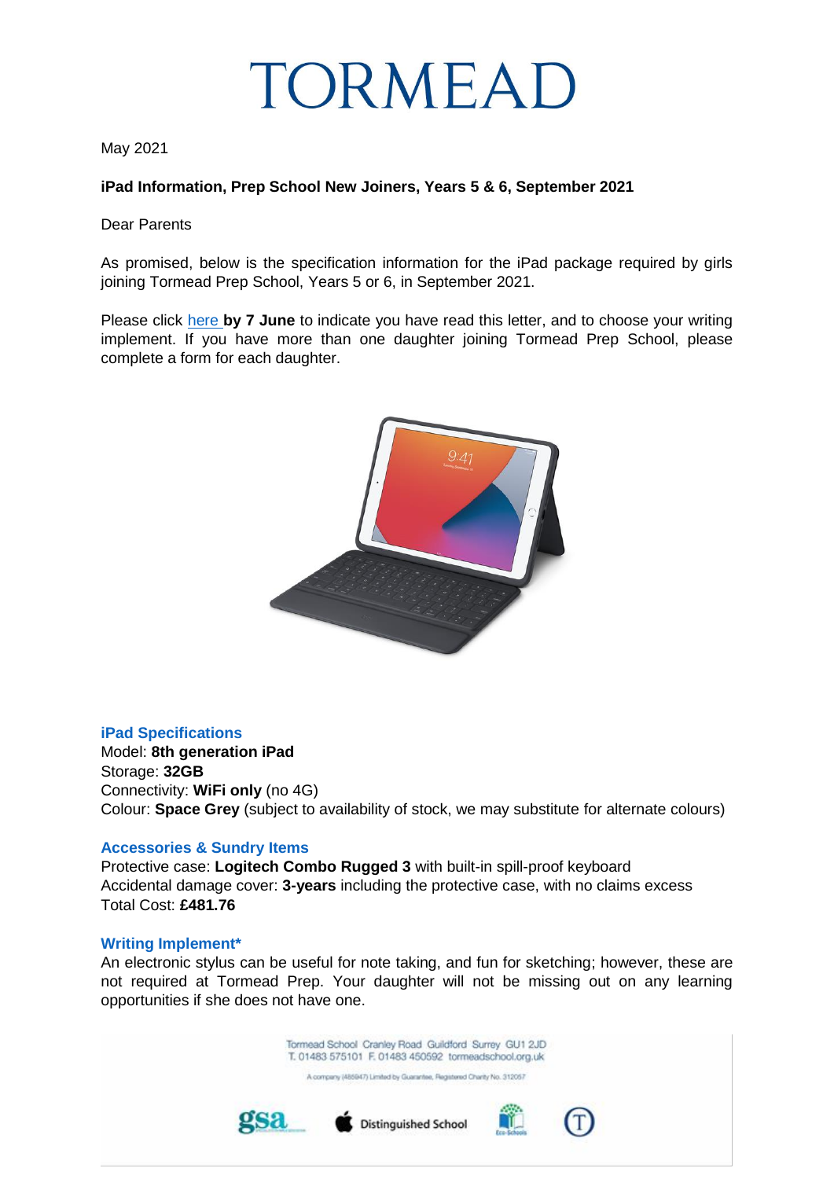# TORMEAD

May 2021

**iPad Information, Prep School New Joiners, Years 5 & 6, September 2021**

Dear Parents

As promised, below is the specification information for the iPad package required by girls joining Tormead Prep School, Years 5 or 6, in September 2021.

Please click here **by 7 June** to indicate you have read this letter, and to choose your writing implement. If you have more than one daughter joining Tormead Prep School, please complete a form for each daughter.

### iPad Specifications

Model: **8th generation iPad**
Storage: **32GB**
Connectivity: **WiFi only** (no 4G)
Colour: **Space Grey** (subject to availability of stock, we may substitute for alternate colours)

### Accessories & Sundry Items

Protective case: **Logitech Combo Rugged 3** with built-in spill-proof keyboard
Accidental damage cover: **3-years** including the protective case, with no claims excess
Total Cost: **£481.76**

### Writing Implement*

An electronic stylus can be useful for note taking, and fun for sketching; however, these are not required at Tormead Prep. Your daughter will not be missing out on any learning opportunities if she does not have one.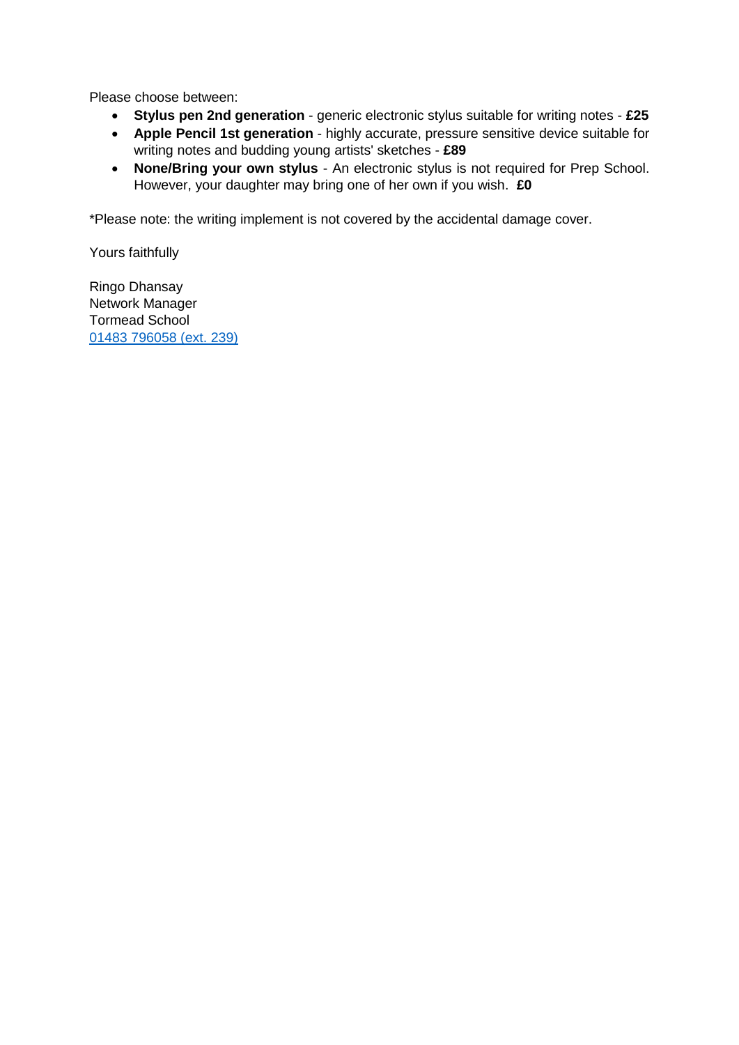Please choose between:

- **Stylus pen 2nd generation** - generic electronic stylus suitable for writing notes - **£25**
- **Apple Pencil 1st generation** - highly accurate, pressure sensitive device suitable for writing notes and budding young artists' sketches - **£89**
- **None/Bring your own stylus** - An electronic stylus is not required for Prep School. However, your daughter may bring one of her own if you wish. **£0**

*Please note: the writing implement is not covered by the accidental damage cover.

Yours faithfully

Ringo Dhansay  
Network Manager  
Tormead School  
01483 796058 (ext. 239)